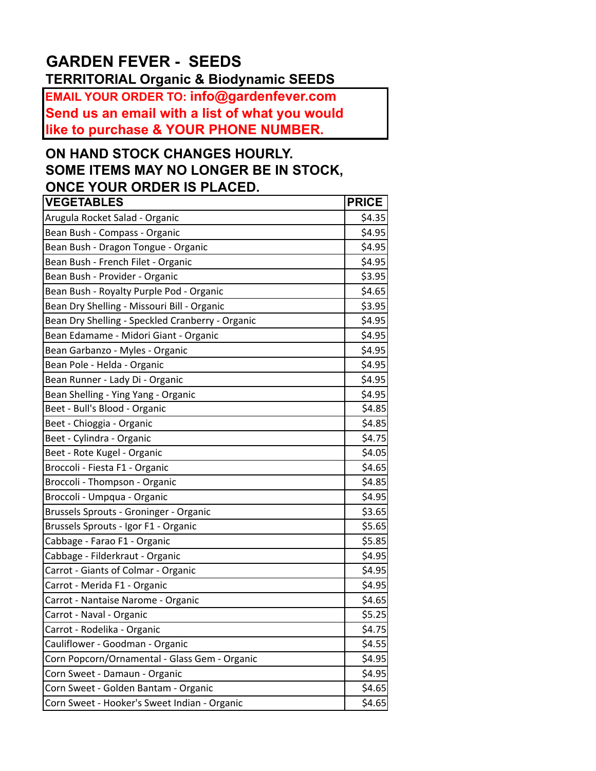# GARDEN FEVER - SEEDS

## TERRITORIAL Organic & Biodynamic SEEDS

**EMAIL YOUR ORDER TO: info@gardenfever.com**
**Send us an email with a list of what you would like to purchase & YOUR PHONE NUMBER.**

**ON HAND STOCK CHANGES HOURLY. SOME ITEMS MAY NO LONGER BE IN STOCK, ONCE YOUR ORDER IS PLACED.**

| VEGETABLES | PRICE |
|---|---|
| Arugula Rocket Salad - Organic | $4.35 |
| Bean Bush - Compass - Organic | $4.95 |
| Bean Bush - Dragon Tongue - Organic | $4.95 |
| Bean Bush - French Filet - Organic | $4.95 |
| Bean Bush - Provider - Organic | $3.95 |
| Bean Bush - Royalty Purple Pod - Organic | $4.65 |
| Bean Dry Shelling - Missouri Bill - Organic | $3.95 |
| Bean Dry Shelling - Speckled Cranberry - Organic | $4.95 |
| Bean Edamame - Midori Giant - Organic | $4.95 |
| Bean Garbanzo - Myles - Organic | $4.95 |
| Bean Pole - Helda - Organic | $4.95 |
| Bean Runner - Lady Di - Organic | $4.95 |
| Bean Shelling - Ying Yang - Organic | $4.95 |
| Beet - Bull's Blood - Organic | $4.85 |
| Beet - Chioggia - Organic | $4.85 |
| Beet - Cylindra - Organic | $4.75 |
| Beet - Rote Kugel - Organic | $4.05 |
| Broccoli - Fiesta F1 - Organic | $4.65 |
| Broccoli - Thompson - Organic | $4.85 |
| Broccoli - Umpqua - Organic | $4.95 |
| Brussels Sprouts - Groninger - Organic | $3.65 |
| Brussels Sprouts - Igor F1 - Organic | $5.65 |
| Cabbage - Farao F1 - Organic | $5.85 |
| Cabbage - Filderkraut - Organic | $4.95 |
| Carrot - Giants of Colmar - Organic | $4.95 |
| Carrot - Merida F1 - Organic | $4.95 |
| Carrot - Nantaise Narome - Organic | $4.65 |
| Carrot - Naval - Organic | $5.25 |
| Carrot - Rodelika - Organic | $4.75 |
| Cauliflower - Goodman - Organic | $4.55 |
| Corn Popcorn/Ornamental - Glass Gem - Organic | $4.95 |
| Corn Sweet - Damaun - Organic | $4.95 |
| Corn Sweet - Golden Bantam - Organic | $4.65 |
| Corn Sweet - Hooker's Sweet Indian - Organic | $4.65 |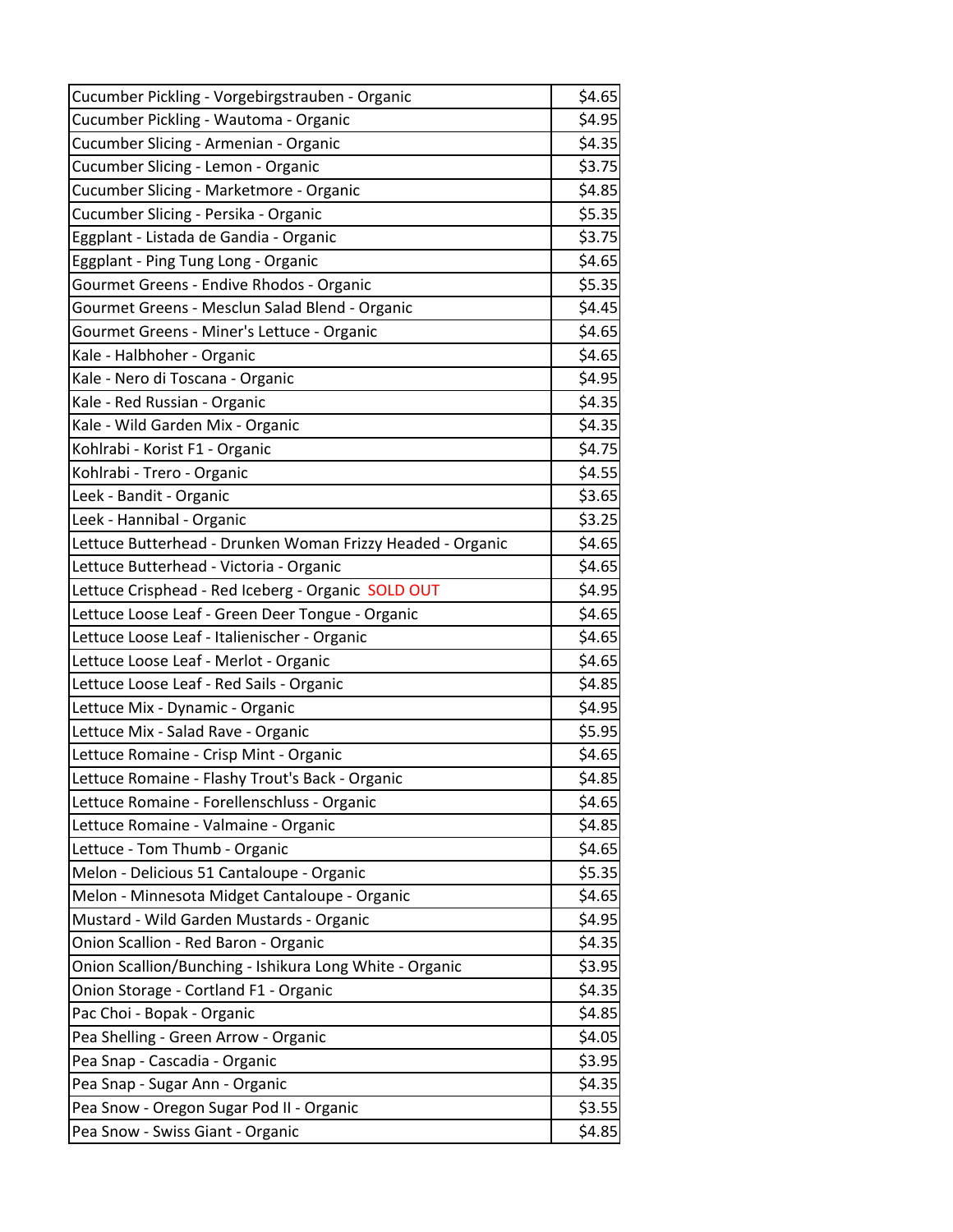| | |
|---|---|
| Cucumber Pickling - Vorgebirgstrauben - Organic | $4.65 |
| Cucumber Pickling - Wautoma - Organic | $4.95 |
| Cucumber Slicing - Armenian - Organic | $4.35 |
| Cucumber Slicing - Lemon - Organic | $3.75 |
| Cucumber Slicing - Marketmore - Organic | $4.85 |
| Cucumber Slicing - Persika - Organic | $5.35 |
| Eggplant - Listada de Gandia - Organic | $3.75 |
| Eggplant - Ping Tung Long - Organic | $4.65 |
| Gourmet Greens - Endive Rhodos - Organic | $5.35 |
| Gourmet Greens - Mesclun Salad Blend - Organic | $4.45 |
| Gourmet Greens - Miner's Lettuce - Organic | $4.65 |
| Kale - Halbhoher - Organic | $4.65 |
| Kale - Nero di Toscana - Organic | $4.95 |
| Kale - Red Russian - Organic | $4.35 |
| Kale - Wild Garden Mix - Organic | $4.35 |
| Kohlrabi - Korist F1 - Organic | $4.75 |
| Kohlrabi - Trero - Organic | $4.55 |
| Leek - Bandit - Organic | $3.65 |
| Leek - Hannibal - Organic | $3.25 |
| Lettuce Butterhead - Drunken Woman Frizzy Headed - Organic | $4.65 |
| Lettuce Butterhead - Victoria - Organic | $4.65 |
| Lettuce Crisphead - Red Iceberg - Organic SOLD OUT | $4.95 |
| Lettuce Loose Leaf - Green Deer Tongue - Organic | $4.65 |
| Lettuce Loose Leaf - Italienischer - Organic | $4.65 |
| Lettuce Loose Leaf - Merlot - Organic | $4.65 |
| Lettuce Loose Leaf - Red Sails - Organic | $4.85 |
| Lettuce Mix - Dynamic - Organic | $4.95 |
| Lettuce Mix - Salad Rave - Organic | $5.95 |
| Lettuce Romaine - Crisp Mint - Organic | $4.65 |
| Lettuce Romaine - Flashy Trout's Back - Organic | $4.85 |
| Lettuce Romaine - Forellenschluss - Organic | $4.65 |
| Lettuce Romaine - Valmaine - Organic | $4.85 |
| Lettuce - Tom Thumb - Organic | $4.65 |
| Melon - Delicious 51 Cantaloupe - Organic | $5.35 |
| Melon - Minnesota Midget Cantaloupe - Organic | $4.65 |
| Mustard - Wild Garden Mustards - Organic | $4.95 |
| Onion Scallion - Red Baron - Organic | $4.35 |
| Onion Scallion/Bunching - Ishikura Long White - Organic | $3.95 |
| Onion Storage - Cortland F1 - Organic | $4.35 |
| Pac Choi - Bopak - Organic | $4.85 |
| Pea Shelling - Green Arrow - Organic | $4.05 |
| Pea Snap - Cascadia - Organic | $3.95 |
| Pea Snap - Sugar Ann - Organic | $4.35 |
| Pea Snow - Oregon Sugar Pod II - Organic | $3.55 |
| Pea Snow - Swiss Giant - Organic | $4.85 |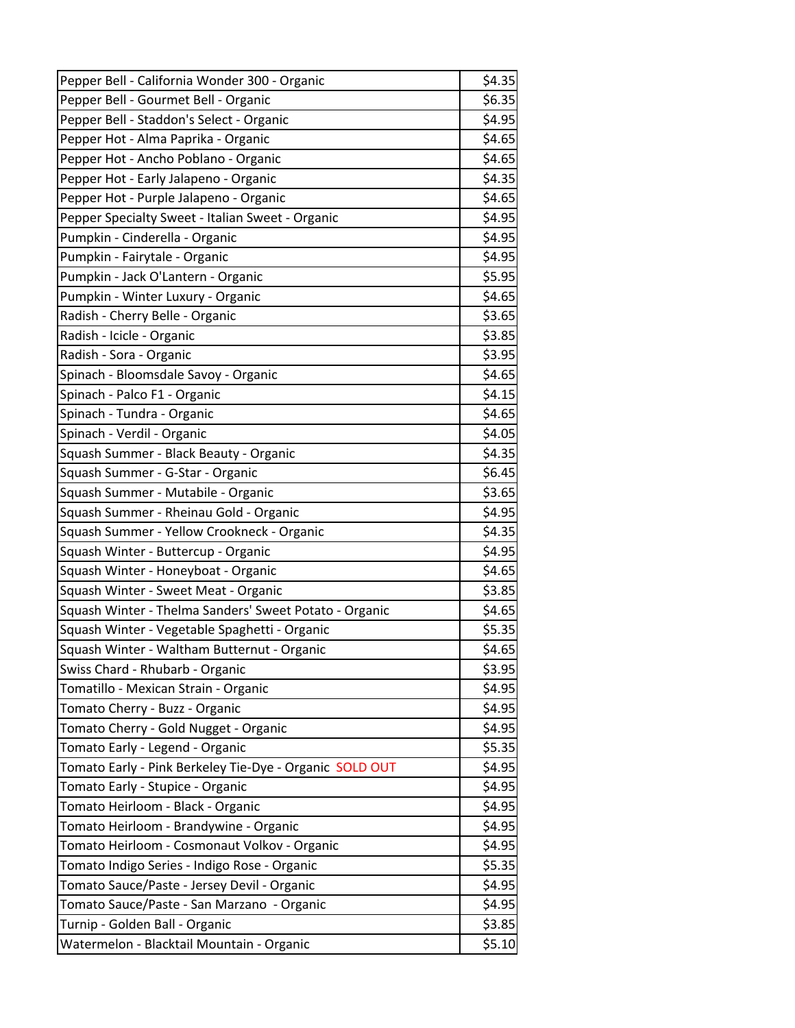| | |
|---|---|
| Pepper Bell - California Wonder 300 - Organic | $4.35 |
| Pepper Bell - Gourmet Bell - Organic | $6.35 |
| Pepper Bell - Staddon's Select - Organic | $4.95 |
| Pepper Hot - Alma Paprika - Organic | $4.65 |
| Pepper Hot - Ancho Poblano - Organic | $4.65 |
| Pepper Hot - Early Jalapeno - Organic | $4.35 |
| Pepper Hot - Purple Jalapeno - Organic | $4.65 |
| Pepper Specialty Sweet - Italian Sweet - Organic | $4.95 |
| Pumpkin - Cinderella - Organic | $4.95 |
| Pumpkin - Fairytale - Organic | $4.95 |
| Pumpkin - Jack O'Lantern - Organic | $5.95 |
| Pumpkin - Winter Luxury - Organic | $4.65 |
| Radish - Cherry Belle - Organic | $3.65 |
| Radish - Icicle - Organic | $3.85 |
| Radish - Sora - Organic | $3.95 |
| Spinach - Bloomsdale Savoy - Organic | $4.65 |
| Spinach - Palco F1 - Organic | $4.15 |
| Spinach - Tundra - Organic | $4.65 |
| Spinach - Verdil - Organic | $4.05 |
| Squash Summer - Black Beauty - Organic | $4.35 |
| Squash Summer - G-Star - Organic | $6.45 |
| Squash Summer - Mutabile - Organic | $3.65 |
| Squash Summer - Rheinau Gold - Organic | $4.95 |
| Squash Summer - Yellow Crookneck - Organic | $4.35 |
| Squash Winter - Buttercup - Organic | $4.95 |
| Squash Winter - Honeyboat - Organic | $4.65 |
| Squash Winter - Sweet Meat - Organic | $3.85 |
| Squash Winter - Thelma Sanders' Sweet Potato - Organic | $4.65 |
| Squash Winter - Vegetable Spaghetti - Organic | $5.35 |
| Squash Winter - Waltham Butternut - Organic | $4.65 |
| Swiss Chard - Rhubarb - Organic | $3.95 |
| Tomatillo - Mexican Strain - Organic | $4.95 |
| Tomato Cherry - Buzz - Organic | $4.95 |
| Tomato Cherry - Gold Nugget - Organic | $4.95 |
| Tomato Early - Legend - Organic | $5.35 |
| Tomato Early - Pink Berkeley Tie-Dye - Organic SOLD OUT | $4.95 |
| Tomato Early - Stupice - Organic | $4.95 |
| Tomato Heirloom - Black - Organic | $4.95 |
| Tomato Heirloom - Brandywine - Organic | $4.95 |
| Tomato Heirloom - Cosmonaut Volkov - Organic | $4.95 |
| Tomato Indigo Series - Indigo Rose - Organic | $5.35 |
| Tomato Sauce/Paste - Jersey Devil - Organic | $4.95 |
| Tomato Sauce/Paste - San Marzano - Organic | $4.95 |
| Turnip - Golden Ball - Organic | $3.85 |
| Watermelon - Blacktail Mountain - Organic | $5.10 |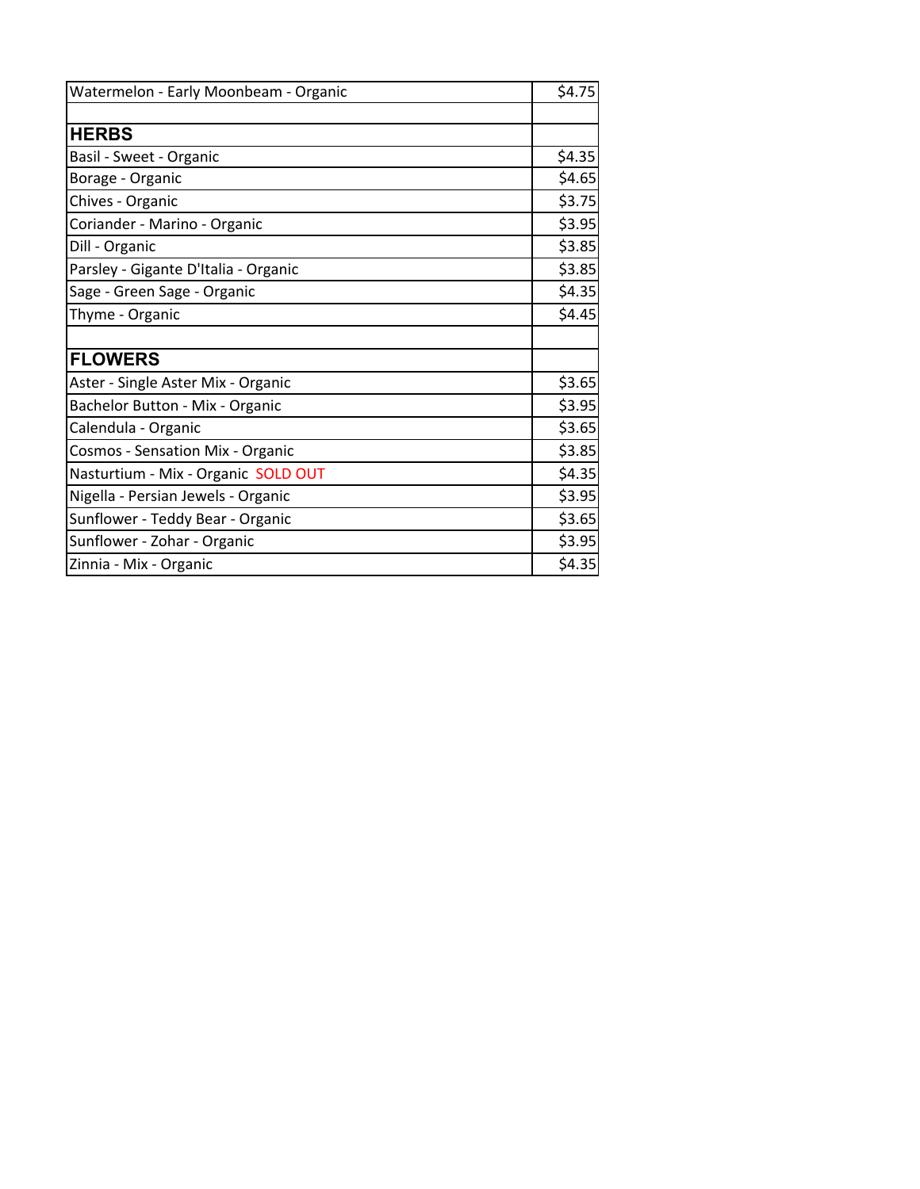| | |
|---|---|
| Watermelon - Early Moonbeam - Organic | $4.75 |
| | |
| **HERBS** | |
| Basil - Sweet - Organic | $4.35 |
| Borage - Organic | $4.65 |
| Chives - Organic | $3.75 |
| Coriander - Marino - Organic | $3.95 |
| Dill - Organic | $3.85 |
| Parsley - Gigante D'Italia - Organic | $3.85 |
| Sage - Green Sage - Organic | $4.35 |
| Thyme - Organic | $4.45 |
| | |
| **FLOWERS** | |
| Aster - Single Aster Mix - Organic | $3.65 |
| Bachelor Button - Mix - Organic | $3.95 |
| Calendula - Organic | $3.65 |
| Cosmos - Sensation Mix - Organic | $3.85 |
| Nasturtium - Mix - Organic SOLD OUT | $4.35 |
| Nigella - Persian Jewels - Organic | $3.95 |
| Sunflower - Teddy Bear - Organic | $3.65 |
| Sunflower - Zohar - Organic | $3.95 |
| Zinnia - Mix - Organic | $4.35 |